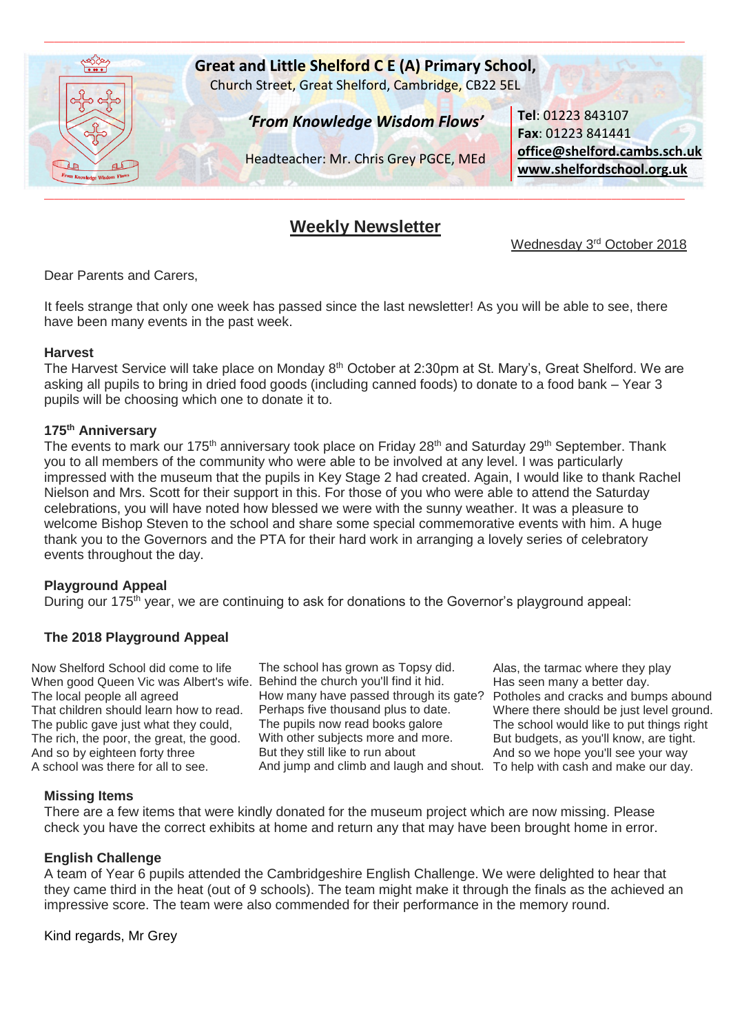**Great and Little Shelford C E (A) Primary School,**
Church Street, Great Shelford, Cambridge, CB22 5EL

***'From Knowledge Wisdom Flows'***

Headteacher: Mr. Chris Grey PGCE, MEd

**Tel**: 01223 843107
**Fax**: 01223 841441
**office@shelford.cambs.sch.uk**
**www.shelfordschool.org.uk**

# Weekly Newsletter

Wednesday 3rd October 2018

Dear Parents and Carers,

It feels strange that only one week has passed since the last newsletter! As you will be able to see, there have been many events in the past week.

### Harvest

The Harvest Service will take place on Monday 8th October at 2:30pm at St. Mary's, Great Shelford. We are asking all pupils to bring in dried food goods (including canned foods) to donate to a food bank – Year 3 pupils will be choosing which one to donate it to.

### 175th Anniversary

The events to mark our 175th anniversary took place on Friday 28th and Saturday 29th September. Thank you to all members of the community who were able to be involved at any level. I was particularly impressed with the museum that the pupils in Key Stage 2 had created. Again, I would like to thank Rachel Nielson and Mrs. Scott for their support in this. For those of you who were able to attend the Saturday celebrations, you will have noted how blessed we were with the sunny weather. It was a pleasure to welcome Bishop Steven to the school and share some special commemorative events with him. A huge thank you to the Governors and the PTA for their hard work in arranging a lovely series of celebratory events throughout the day.

### Playground Appeal

During our 175th year, we are continuing to ask for donations to the Governor's playground appeal:

### The 2018 Playground Appeal

Now Shelford School did come to life
When good Queen Vic was Albert's wife.
The local people all agreed
That children should learn how to read.
The public gave just what they could,
The rich, the poor, the great, the good.
And so by eighteen forty three
A school was there for all to see.

The school has grown as Topsy did.
Behind the church you'll find it hid.
How many have passed through its gate?
Perhaps five thousand plus to date.
The pupils now read books galore
With other subjects more and more.
But they still like to run about
And jump and climb and laugh and shout.

Alas, the tarmac where they play
Has seen many a better day.
Potholes and cracks and bumps abound
Where there should be just level ground.
The school would like to put things right
But budgets, as you'll know, are tight.
And so we hope you'll see your way
To help with cash and make our day.

### Missing Items

There are a few items that were kindly donated for the museum project which are now missing. Please check you have the correct exhibits at home and return any that may have been brought home in error.

### English Challenge

A team of Year 6 pupils attended the Cambridgeshire English Challenge. We were delighted to hear that they came third in the heat (out of 9 schools). The team might make it through the finals as the achieved an impressive score. The team were also commended for their performance in the memory round.

Kind regards, Mr Grey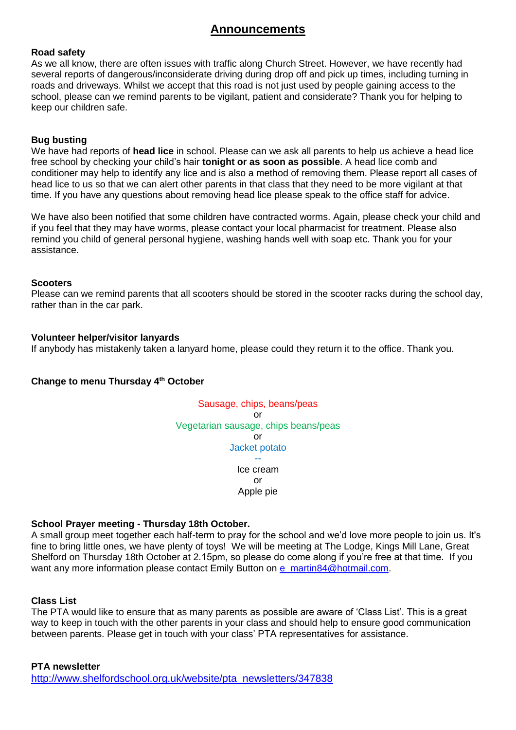# Announcements

**Road safety**
As we all know, there are often issues with traffic along Church Street. However, we have recently had several reports of dangerous/inconsiderate driving during drop off and pick up times, including turning in roads and driveways. Whilst we accept that this road is not just used by people gaining access to the school, please can we remind parents to be vigilant, patient and considerate? Thank you for helping to keep our children safe.

**Bug busting**
We have had reports of **head lice** in school. Please can we ask all parents to help us achieve a head lice free school by checking your child's hair **tonight or as soon as possible**. A head lice comb and conditioner may help to identify any lice and is also a method of removing them. Please report all cases of head lice to us so that we can alert other parents in that class that they need to be more vigilant at that time. If you have any questions about removing head lice please speak to the office staff for advice.

We have also been notified that some children have contracted worms. Again, please check your child and if you feel that they may have worms, please contact your local pharmacist for treatment. Please also remind you child of general personal hygiene, washing hands well with soap etc. Thank you for your assistance.

**Scooters**
Please can we remind parents that all scooters should be stored in the scooter racks during the school day, rather than in the car park.

**Volunteer helper/visitor lanyards**
If anybody has mistakenly taken a lanyard home, please could they return it to the office. Thank you.

**Change to menu Thursday 4th October**

Sausage, chips, beans/peas
or
Vegetarian sausage, chips beans/peas
or
Jacket potato
--
Ice cream
or
Apple pie

**School Prayer meeting - Thursday 18th October.**
A small group meet together each half-term to pray for the school and we'd love more people to join us. It's fine to bring little ones, we have plenty of toys! We will be meeting at The Lodge, Kings Mill Lane, Great Shelford on Thursday 18th October at 2.15pm, so please do come along if you're free at that time. If you want any more information please contact Emily Button on e_martin84@hotmail.com.

**Class List**
The PTA would like to ensure that as many parents as possible are aware of 'Class List'. This is a great way to keep in touch with the other parents in your class and should help to ensure good communication between parents. Please get in touch with your class' PTA representatives for assistance.

**PTA newsletter**
http://www.shelfordschool.org.uk/website/pta_newsletters/347838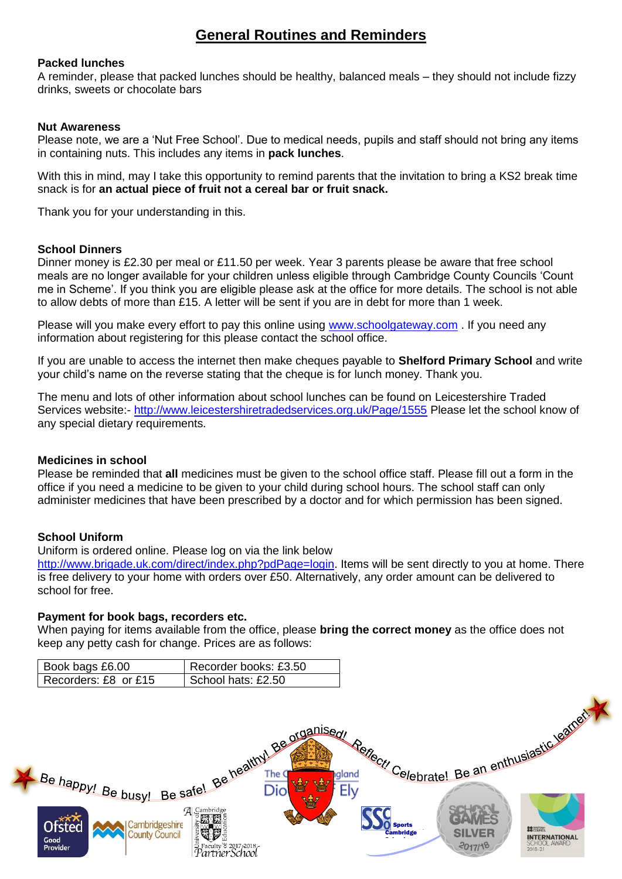# General Routines and Reminders

**Packed lunches**
A reminder, please that packed lunches should be healthy, balanced meals – they should not include fizzy drinks, sweets or chocolate bars

**Nut Awareness**
Please note, we are a 'Nut Free School'. Due to medical needs, pupils and staff should not bring any items in containing nuts. This includes any items in **pack lunches**.

With this in mind, may I take this opportunity to remind parents that the invitation to bring a KS2 break time snack is for **an actual piece of fruit not a cereal bar or fruit snack.**

Thank you for your understanding in this.

**School Dinners**
Dinner money is £2.30 per meal or £11.50 per week. Year 3 parents please be aware that free school meals are no longer available for your children unless eligible through Cambridge County Councils 'Count me in Scheme'. If you think you are eligible please ask at the office for more details. The school is not able to allow debts of more than £15. A letter will be sent if you are in debt for more than 1 week.

Please will you make every effort to pay this online using www.schoolgateway.com . If you need any information about registering for this please contact the school office.

If you are unable to access the internet then make cheques payable to **Shelford Primary School** and write your child's name on the reverse stating that the cheque is for lunch money. Thank you.

The menu and lots of other information about school lunches can be found on Leicestershire Traded Services website:- http://www.leicestershiretradedservices.org.uk/Page/1555 Please let the school know of any special dietary requirements.

**Medicines in school**
Please be reminded that **all** medicines must be given to the school office staff. Please fill out a form in the office if you need a medicine to be given to your child during school hours. The school staff can only administer medicines that have been prescribed by a doctor and for which permission has been signed.

**School Uniform**
Uniform is ordered online. Please log on via the link below http://www.brigade.uk.com/direct/index.php?pdPage=login. Items will be sent directly to you at home. There is free delivery to your home with orders over £50. Alternatively, any order amount can be delivered to school for free.

**Payment for book bags, recorders etc.**
When paying for items available from the office, please **bring the correct money** as the office does not keep any petty cash for change. Prices are as follows:

| | |
|---|---|
| Book bags £6.00 | Recorder books: £3.50 |
| Recorders: £8 or £15 | School hats: £2.50 |

Be happy! Be busy! Be safe! Be healthy! Be organised! Reflect! Celebrate! Be an enthusiastic learner!